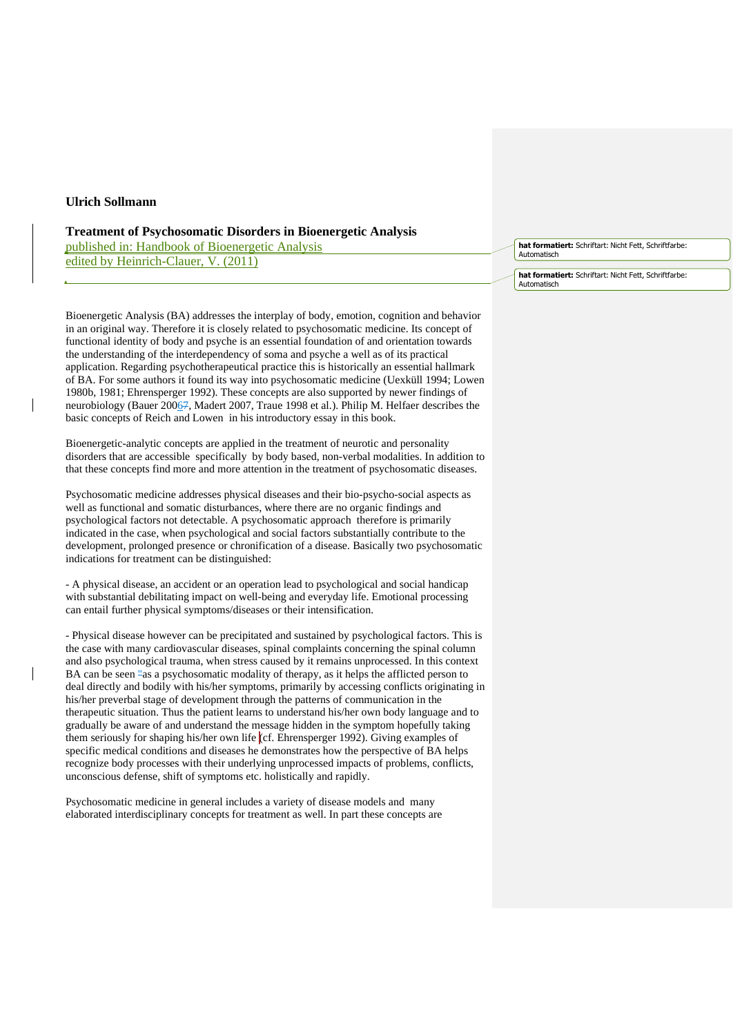**Ulrich Sollmann**

## Treatment of Psychosomatic Disorders in Bioenergetic Analysis

published in: Handbook of Bioenergetic Analysis
edited by Heinrich-Clauer, V. (2011)

Bioenergetic Analysis (BA) addresses the interplay of body, emotion, cognition and behavior in an original way. Therefore it is closely related to psychosomatic medicine. Its concept of functional identity of body and psyche is an essential foundation of and orientation towards the understanding of the interdependency of soma and psyche a well as of its practical application. Regarding psychotherapeutical practice this is historically an essential hallmark of BA. For some authors it found its way into psychosomatic medicine (Uexküll 1994; Lowen 1980b, 1981; Ehrensperger 1992). These concepts are also supported by newer findings of neurobiology (Bauer 2006, Madert 2007, Traue 1998 et al.). Philip M. Helfaer describes the basic concepts of Reich and Lowen in his introductory essay in this book.

Bioenergetic-analytic concepts are applied in the treatment of neurotic and personality disorders that are accessible specifically by body based, non-verbal modalities. In addition to that these concepts find more and more attention in the treatment of psychosomatic diseases.

Psychosomatic medicine addresses physical diseases and their bio-psycho-social aspects as well as functional and somatic disturbances, where there are no organic findings and psychological factors not detectable. A psychosomatic approach therefore is primarily indicated in the case, when psychological and social factors substantially contribute to the development, prolonged presence or chronification of a disease. Basically two psychosomatic indications for treatment can be distinguished:

- A physical disease, an accident or an operation lead to psychological and social handicap with substantial debilitating impact on well-being and everyday life. Emotional processing can entail further physical symptoms/diseases or their intensification.

- Physical disease however can be precipitated and sustained by psychological factors. This is the case with many cardiovascular diseases, spinal complaints concerning the spinal column and also psychological trauma, when stress caused by it remains unprocessed. In this context BA can be seen "as a psychosomatic modality of therapy, as it helps the afflicted person to deal directly and bodily with his/her symptoms, primarily by accessing conflicts originating in his/her preverbal stage of development through the patterns of communication in the therapeutic situation. Thus the patient learns to understand his/her own body language and to gradually be aware of and understand the message hidden in the symptom hopefully taking them seriously for shaping his/her own life (cf. Ehrensperger 1992). Giving examples of specific medical conditions and diseases he demonstrates how the perspective of BA helps recognize body processes with their underlying unprocessed impacts of problems, conflicts, unconscious defense, shift of symptoms etc. holistically and rapidly.

Psychosomatic medicine in general includes a variety of disease models and many elaborated interdisciplinary concepts for treatment as well. In part these concepts are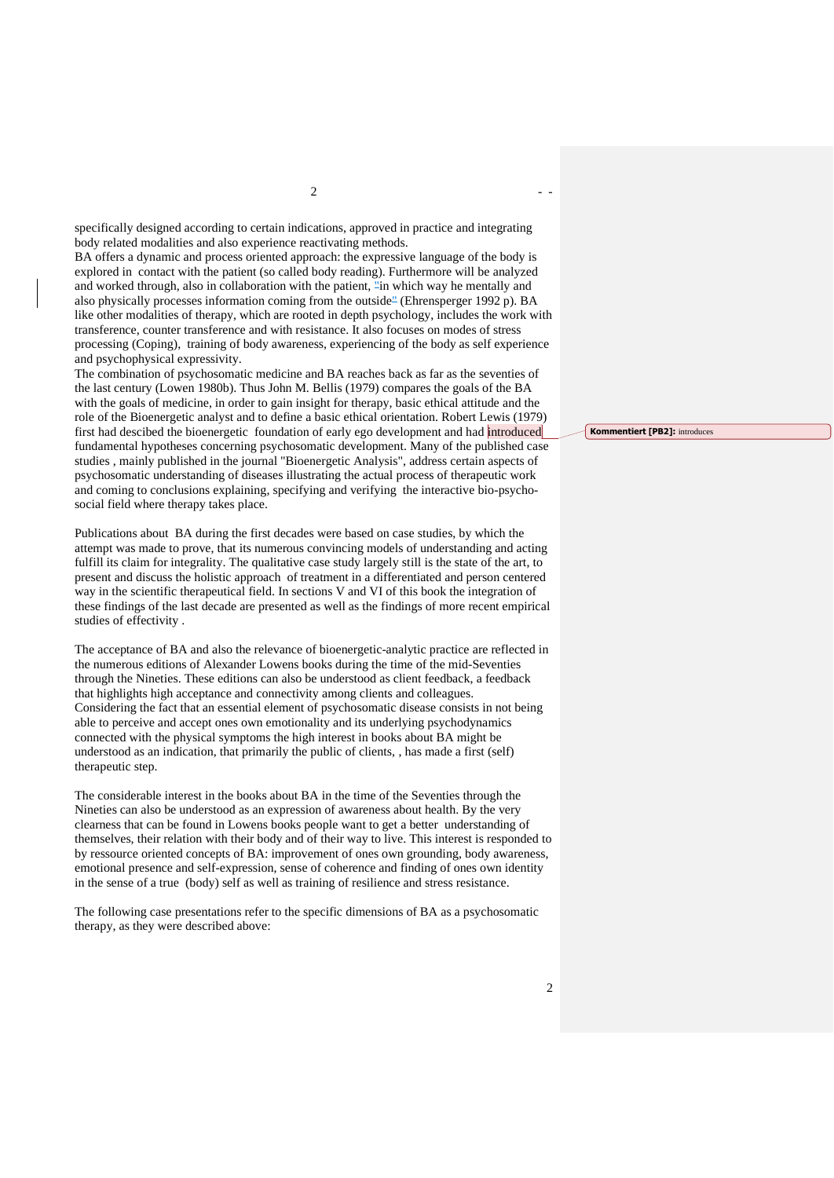specifically designed according to certain indications, approved in practice and integrating body related modalities and also experience reactivating methods.

BA offers a dynamic and process oriented approach: the expressive language of the body is explored in contact with the patient (so called body reading). Furthermore will be analyzed and worked through, also in collaboration with the patient, "in which way he mentally and also physically processes information coming from the outside" (Ehrensperger 1992 p). BA like other modalities of therapy, which are rooted in depth psychology, includes the work with transference, counter transference and with resistance. It also focuses on modes of stress processing (Coping), training of body awareness, experiencing of the body as self experience and psychophysical expressivity.

The combination of psychosomatic medicine and BA reaches back as far as the seventies of the last century (Lowen 1980b). Thus John M. Bellis (1979) compares the goals of the BA with the goals of medicine, in order to gain insight for therapy, basic ethical attitude and the role of the Bioenergetic analyst and to define a basic ethical orientation. Robert Lewis (1979) first had descibed the bioenergetic foundation of early ego development and had introduced fundamental hypotheses concerning psychosomatic development. Many of the published case studies , mainly published in the journal "Bioenergetic Analysis", address certain aspects of psychosomatic understanding of diseases illustrating the actual process of therapeutic work and coming to conclusions explaining, specifying and verifying the interactive bio-psycho-social field where therapy takes place.

Publications about BA during the first decades were based on case studies, by which the attempt was made to prove, that its numerous convincing models of understanding and acting fulfill its claim for integrality. The qualitative case study largely still is the state of the art, to present and discuss the holistic approach of treatment in a differentiated and person centered way in the scientific therapeutical field. In sections V and VI of this book the integration of these findings of the last decade are presented as well as the findings of more recent empirical studies of effectivity .

The acceptance of BA and also the relevance of bioenergetic-analytic practice are reflected in the numerous editions of Alexander Lowens books during the time of the mid-Seventies through the Nineties. These editions can also be understood as client feedback, a feedback that highlights high acceptance and connectivity among clients and colleagues.

Considering the fact that an essential element of psychosomatic disease consists in not being able to perceive and accept ones own emotionality and its underlying psychodynamics connected with the physical symptoms the high interest in books about BA might be understood as an indication, that primarily the public of clients, , has made a first (self) therapeutic step.

The considerable interest in the books about BA in the time of the Seventies through the Nineties can also be understood as an expression of awareness about health. By the very clearness that can be found in Lowens books people want to get a better understanding of themselves, their relation with their body and of their way to live. This interest is responded to by ressource oriented concepts of BA: improvement of ones own grounding, body awareness, emotional presence and self-expression, sense of coherence and finding of ones own identity in the sense of a true (body) self as well as training of resilience and stress resistance.

The following case presentations refer to the specific dimensions of BA as a psychosomatic therapy, as they were described above: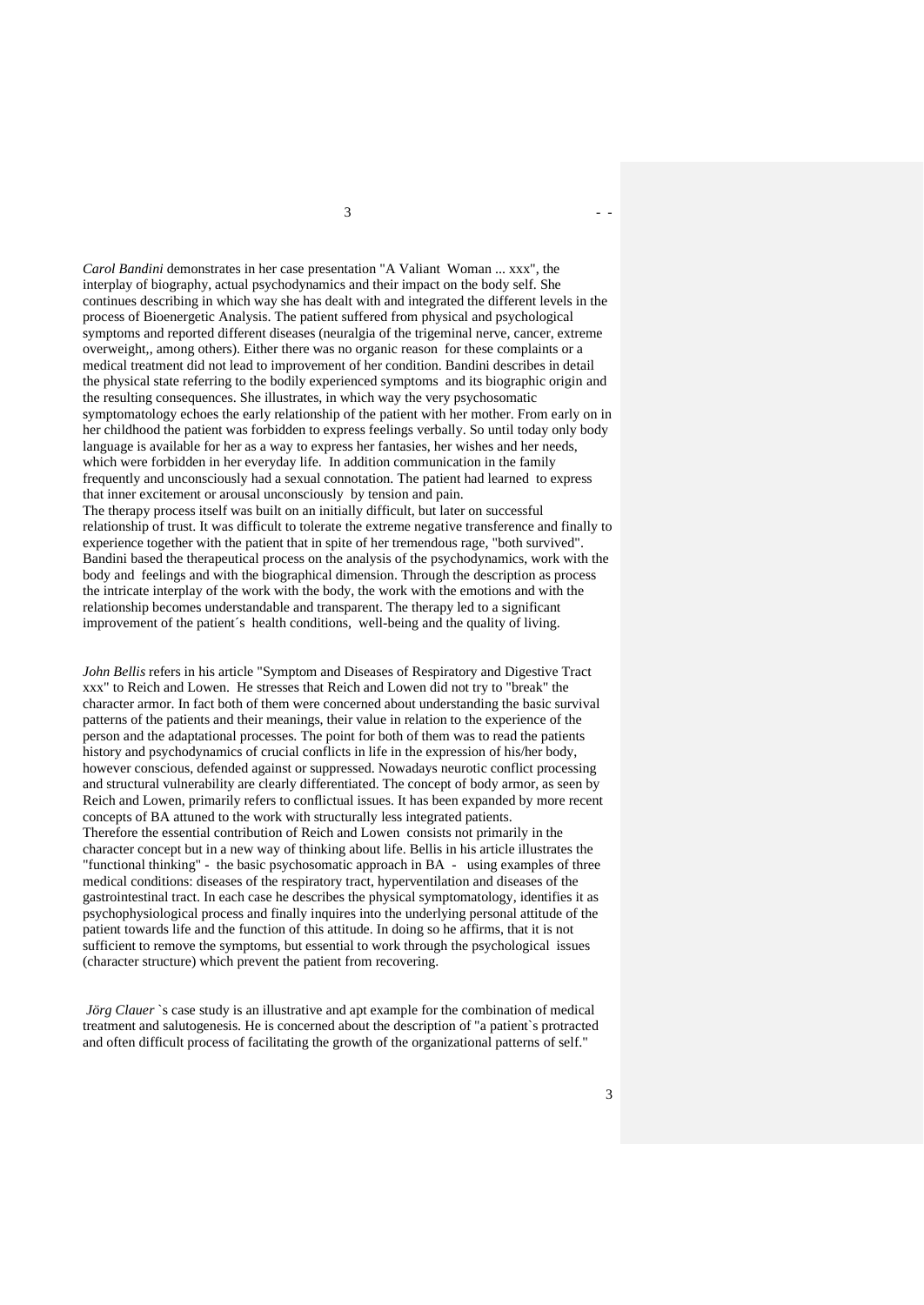*Carol Bandini* demonstrates in her case presentation "A Valiant Woman ... xxx", the interplay of biography, actual psychodynamics and their impact on the body self. She continues describing in which way she has dealt with and integrated the different levels in the process of Bioenergetic Analysis. The patient suffered from physical and psychological symptoms and reported different diseases (neuralgia of the trigeminal nerve, cancer, extreme overweight,, among others). Either there was no organic reason for these complaints or a medical treatment did not lead to improvement of her condition. Bandini describes in detail the physical state referring to the bodily experienced symptoms and its biographic origin and the resulting consequences. She illustrates, in which way the very psychosomatic symptomatology echoes the early relationship of the patient with her mother. From early on in her childhood the patient was forbidden to express feelings verbally. So until today only body language is available for her as a way to express her fantasies, her wishes and her needs, which were forbidden in her everyday life. In addition communication in the family frequently and unconsciously had a sexual connotation. The patient had learned to express that inner excitement or arousal unconsciously by tension and pain.
The therapy process itself was built on an initially difficult, but later on successful relationship of trust. It was difficult to tolerate the extreme negative transference and finally to experience together with the patient that in spite of her tremendous rage, "both survived". Bandini based the therapeutical process on the analysis of the psychodynamics, work with the body and feelings and with the biographical dimension. Through the description as process the intricate interplay of the work with the body, the work with the emotions and with the relationship becomes understandable and transparent. The therapy led to a significant improvement of the patient´s health conditions, well-being and the quality of living.

*John Bellis* refers in his article "Symptom and Diseases of Respiratory and Digestive Tract xxx" to Reich and Lowen. He stresses that Reich and Lowen did not try to "break" the character armor. In fact both of them were concerned about understanding the basic survival patterns of the patients and their meanings, their value in relation to the experience of the person and the adaptational processes. The point for both of them was to read the patients history and psychodynamics of crucial conflicts in life in the expression of his/her body, however conscious, defended against or suppressed. Nowadays neurotic conflict processing and structural vulnerability are clearly differentiated. The concept of body armor, as seen by Reich and Lowen, primarily refers to conflictual issues. It has been expanded by more recent concepts of BA attuned to the work with structurally less integrated patients.
Therefore the essential contribution of Reich and Lowen consists not primarily in the character concept but in a new way of thinking about life. Bellis in his article illustrates the "functional thinking" - the basic psychosomatic approach in BA - using examples of three medical conditions: diseases of the respiratory tract, hyperventilation and diseases of the gastrointestinal tract. In each case he describes the physical symptomatology, identifies it as psychophysiological process and finally inquires into the underlying personal attitude of the patient towards life and the function of this attitude. In doing so he affirms, that it is not sufficient to remove the symptoms, but essential to work through the psychological issues (character structure) which prevent the patient from recovering.

*Jörg Clauer* `s case study is an illustrative and apt example for the combination of medical treatment and salutogenesis. He is concerned about the description of "a patient`s protracted and often difficult process of facilitating the growth of the organizational patterns of self."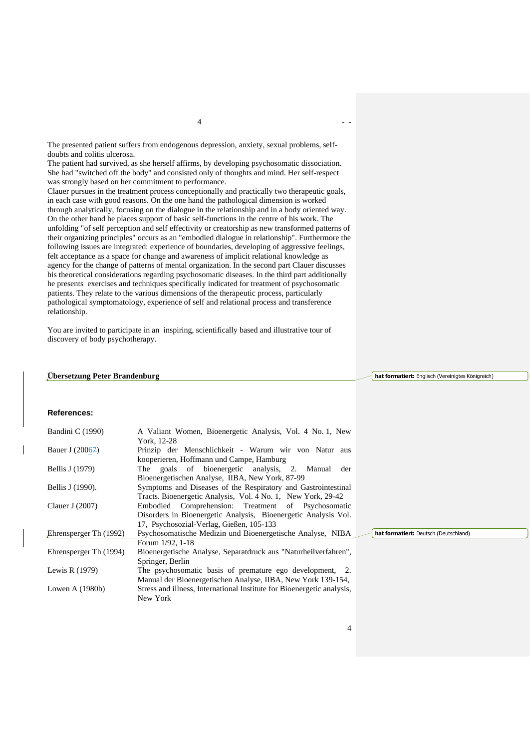The presented patient suffers from endogenous depression, anxiety, sexual problems, self-doubts and colitis ulcerosa.
The patient had survived, as she herself affirms, by developing psychosomatic dissociation. She had "switched off the body" and consisted only of thoughts and mind. Her self-respect was strongly based on her commitment to performance.
Clauer pursues in the treatment process conceptionally and practically two therapeutic goals, in each case with good reasons. On the one hand the pathological dimension is worked through analytically, focusing on the dialogue in the relationship and in a body oriented way. On the other hand he places support of basic self-functions in the centre of his work. The unfolding "of self perception and self effectivity or creatorship as new transformed patterns of their organizing principles" occurs as an "embodied dialogue in relationship". Furthermore the following issues are integrated: experience of boundaries, developing of aggressive feelings, felt acceptance as a space for change and awareness of implicit relational knowledge as agency for the change of patterns of mental organization. In the second part Clauer discusses his theoretical considerations regarding psychosomatic diseases. In the third part additionally he presents exercises and techniques specifically indicated for treatment of psychosomatic patients. They relate to the various dimensions of the therapeutic process, particularly pathological symptomatology, experience of self and relational process and transference relationship.

You are invited to participate in an inspiring, scientifically based and illustrative tour of discovery of body psychotherapy.

**Übersetzung Peter Brandenburg**

**References:**

| | |
|---|---|
| Bandini C (1990) | A Valiant Women, Bioenergetic Analysis, Vol. 4 No. 1, New York, 12-28 |
| Bauer J (20067) | Prinzip der Menschlichkeit - Warum wir von Natur aus kooperieren, Hoffmann und Campe, Hamburg |
| Bellis J (1979) | The goals of bioenergetic analysis, 2. Manual der Bioenergetischen Analyse, IIBA, New York, 87-99 |
| Bellis J (1990). | Symptoms and Diseases of the Respiratory and Gastrointestinal Tracts. Bioenergetic Analysis, Vol. 4 No. 1, New York, 29-42 |
| Clauer J (2007) | Embodied Comprehension: Treatment of Psychosomatic Disorders in Bioenergetic Analysis, Bioenergetic Analysis Vol. 17, Psychosozial-Verlag, Gießen, 105-133 |
| Ehrensperger Th (1992) | Psychosomatische Medizin und Bioenergetische Analyse, NIBA Forum 1/92, 1-18 |
| Ehrensperger Th (1994) | Bioenergetische Analyse, Separatdruck aus "Naturheilverfahren", Springer, Berlin |
| Lewis R (1979) | The psychosomatic basis of premature ego development, 2. Manual der Bioenergetischen Analyse, IIBA, New York 139-154, |
| Lowen A (1980b) | Stress and illness, International Institute for Bioenergetic analysis, New York |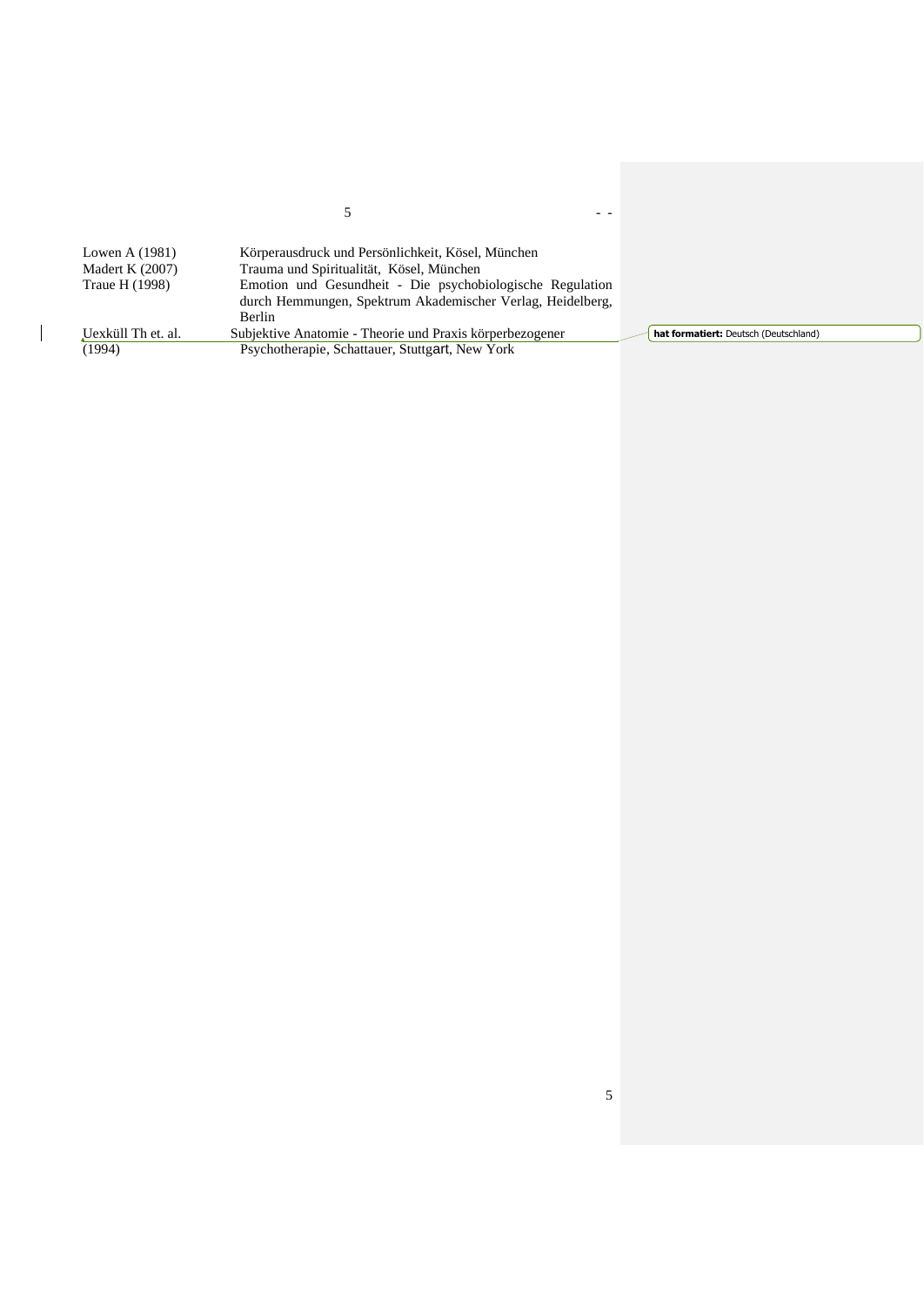| | |
|---|---|
| Lowen A (1981) | Körperausdruck und Persönlichkeit, Kösel, München |
| Madert K (2007) | Trauma und Spiritualität, Kösel, München |
| Traue H (1998) | Emotion und Gesundheit - Die psychobiologische Regulation durch Hemmungen, Spektrum Akademischer Verlag, Heidelberg, Berlin |
| Uexküll Th et. al. (1994) | Subjektive Anatomie - Theorie und Praxis körperbezogener Psychotherapie, Schattauer, Stuttgart, New York |